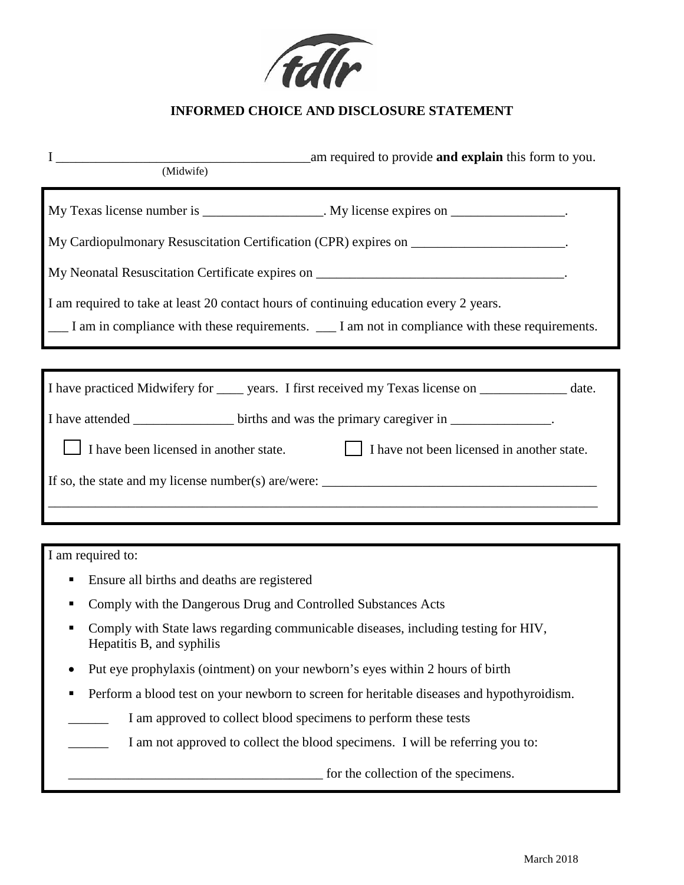# INFORMED CHOICE AND DISCLOSURE STATEMENT

I ______________________________________ am required to provide **and explain** this form to you.
(Midwife)

My Texas license number is __________________. My license expires on _________________.

My Cardiopulmonary Resuscitation Certification (CPR) expires on _______________________.

My Neonatal Resuscitation Certificate expires on _____________________________________.

I am required to take at least 20 contact hours of continuing education every 2 years.

___ I am in compliance with these requirements. ___ I am not in compliance with these requirements.

I have practiced Midwifery for ____ years. I first received my Texas license on _____________ date.

I have attended _______________ births and was the primary caregiver in _______________.

☐ I have been licensed in another state. ☐ I have not been licensed in another state.

If so, the state and my license number(s) are/were: _________________________________________

_____________________________________________________________________________________

I am required to:

- Ensure all births and deaths are registered
- Comply with the Dangerous Drug and Controlled Substances Acts
- Comply with State laws regarding communicable diseases, including testing for HIV, Hepatitis B, and syphilis
- Put eye prophylaxis (ointment) on your newborn's eyes within 2 hours of birth
- Perform a blood test on your newborn to screen for heritable diseases and hypothyroidism.

______ I am approved to collect blood specimens to perform these tests

______ I am not approved to collect the blood specimens. I will be referring you to:

_______________________________________ for the collection of the specimens.

March 2018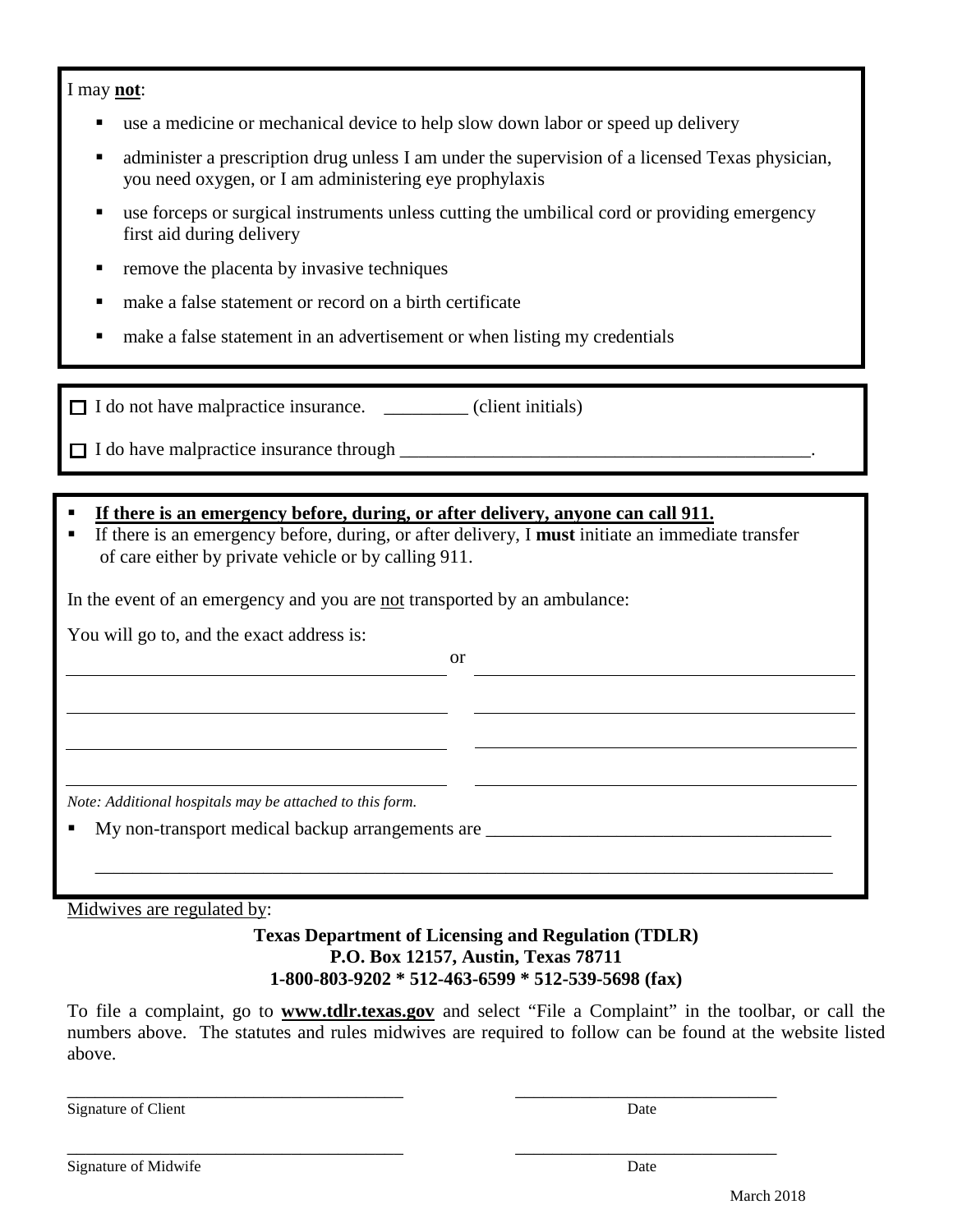I may **not**:

- use a medicine or mechanical device to help slow down labor or speed up delivery
- administer a prescription drug unless I am under the supervision of a licensed Texas physician, you need oxygen, or I am administering eye prophylaxis
- use forceps or surgical instruments unless cutting the umbilical cord or providing emergency first aid during delivery
- remove the placenta by invasive techniques
- make a false statement or record on a birth certificate
- make a false statement in an advertisement or when listing my credentials

☐ I do not have malpractice insurance. _________ (client initials)

☐ I do have malpractice insurance through ____________________________________________.

- **If there is an emergency before, during, or after delivery, anyone can call 911.**
- If there is an emergency before, during, or after delivery, I **must** initiate an immediate transfer of care either by private vehicle or by calling 911.

In the event of an emergency and you are not transported by an ambulance:

You will go to, and the exact address is:

__________________________________________ or __________________________________________

__________________________________________ __________________________________________

__________________________________________ __________________________________________

__________________________________________ __________________________________________

*Note: Additional hospitals may be attached to this form.*

- My non-transport medical backup arrangements are _____________________________________

  ________________________________________________________________________________

Midwives are regulated by:

**Texas Department of Licensing and Regulation (TDLR)**
**P.O. Box 12157, Austin, Texas 78711**
**1-800-803-9202 * 512-463-6599 * 512-539-5698 (fax)**

To file a complaint, go to **www.tdlr.texas.gov** and select "File a Complaint" in the toolbar, or call the numbers above. The statutes and rules midwives are required to follow can be found at the website listed above.

______________________________________ ______________________________
Signature of Client Date

______________________________________ ______________________________
Signature of Midwife Date

March 2018